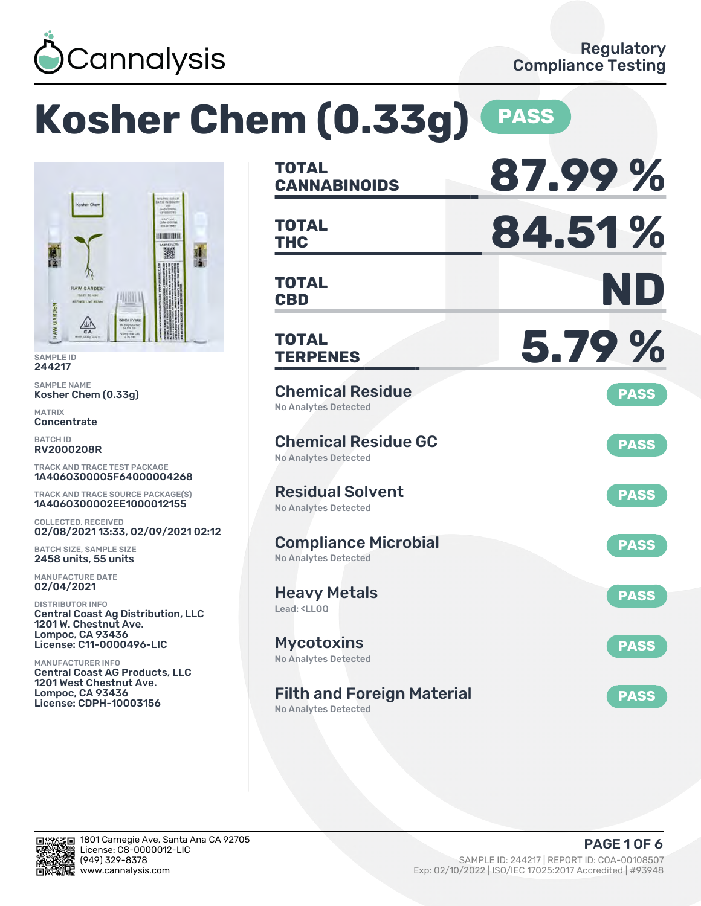Cannalysis

Regulatory Compliance Testing

# Kosher Chem (0.33g) PASS

SAMPLE ID
244217

SAMPLE NAME
Kosher Chem (0.33g)

MATRIX
Concentrate

BATCH ID
RV2000208R

TRACK AND TRACE TEST PACKAGE
1A4060300005F64000004268

TRACK AND TRACE SOURCE PACKAGE(S)
1A4060300002EE1000012155

COLLECTED, RECEIVED
02/08/2021 13:33, 02/09/2021 02:12

BATCH SIZE, SAMPLE SIZE
2458 units, 55 units

MANUFACTURE DATE
02/04/2021

DISTRIBUTOR INFO
Central Coast Ag Distribution, LLC
1201 W. Chestnut Ave.
Lompoc, CA 93436
License: C11-0000496-LIC

MANUFACTURER INFO
Central Coast AG Products, LLC
1201 West Chestnut Ave.
Lompoc, CA 93436
License: CDPH-10003156

| | |
|---|---|
| **TOTAL CANNABINOIDS** | **87.99 %** |
| **TOTAL THC** | **84.51 %** |
| **TOTAL CBD** | **ND** |
| **TOTAL TERPENES** | **5.79 %** |

| Test | Result | Status |
|---|---|---|
| Chemical Residue | No Analytes Detected | PASS |
| Chemical Residue GC | No Analytes Detected | PASS |
| Residual Solvent | No Analytes Detected | PASS |
| Compliance Microbial | No Analytes Detected | PASS |
| Heavy Metals | Lead: <LLOQ | PASS |
| Mycotoxins | No Analytes Detected | PASS |
| Filth and Foreign Material | No Analytes Detected | PASS |

1801 Carnegie Ave, Santa Ana CA 92705
License: C8-0000012-LIC
(949) 329-8378
www.cannalysis.com

SAMPLE ID: 244217 | REPORT ID: COA-00108507
Exp: 02/10/2022 | ISO/IEC 17025:2017 Accredited | #93948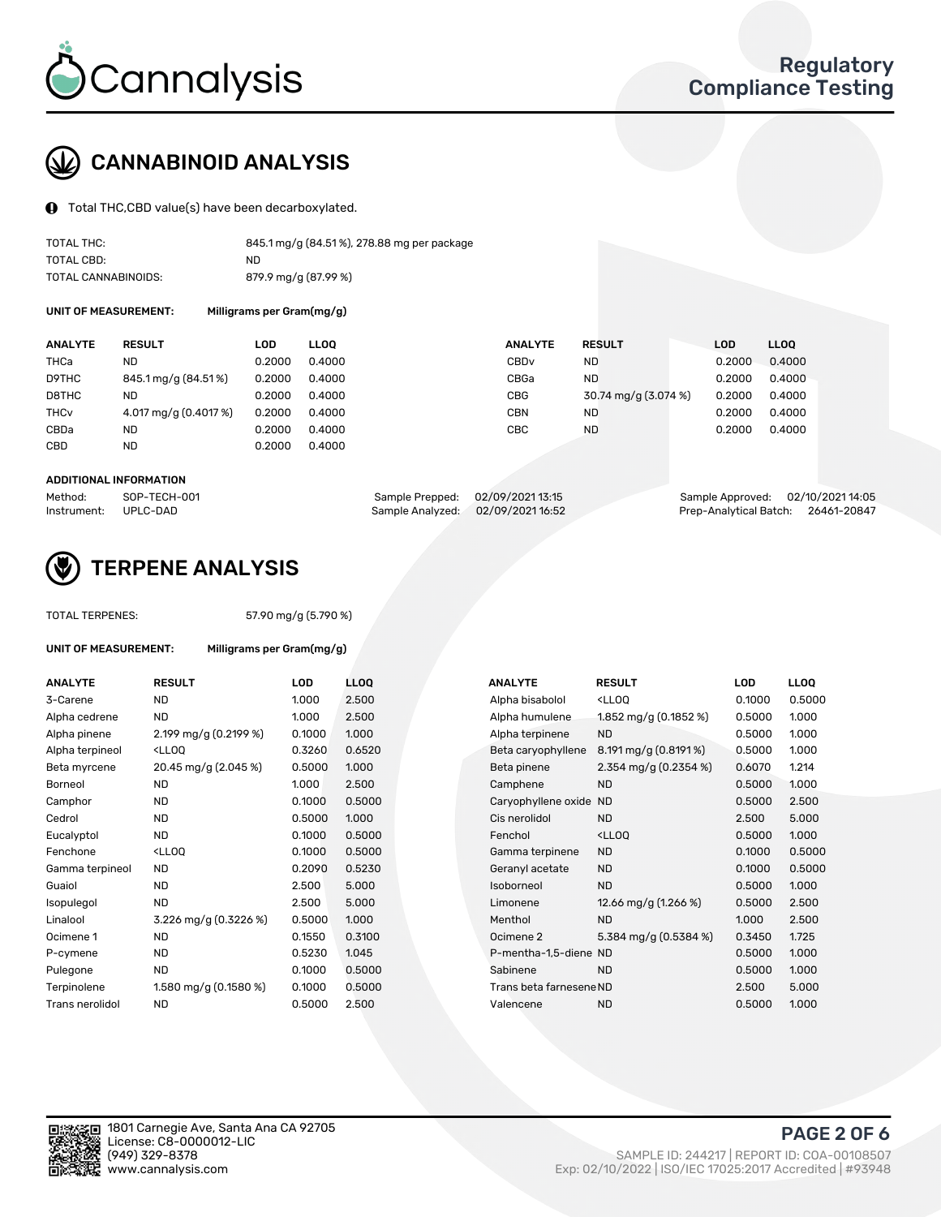## CANNABINOID ANALYSIS

Total THC,CBD value(s) have been decarboxylated.

| | |
|---|---|
| TOTAL THC: | 845.1 mg/g (84.51 %), 278.88 mg per package |
| TOTAL CBD: | ND |
| TOTAL CANNABINOIDS: | 879.9 mg/g (87.99 %) |

**UNIT OF MEASUREMENT:** Milligrams per Gram(mg/g)

| ANALYTE | RESULT | LOD | LLOQ | ANALYTE | RESULT | LOD | LLOQ |
|---|---|---|---|---|---|---|---|
| THCa | ND | 0.2000 | 0.4000 | CBDv | ND | 0.2000 | 0.4000 |
| D9THC | 845.1 mg/g (84.51 %) | 0.2000 | 0.4000 | CBGa | ND | 0.2000 | 0.4000 |
| D8THC | ND | 0.2000 | 0.4000 | CBG | 30.74 mg/g (3.074 %) | 0.2000 | 0.4000 |
| THCv | 4.017 mg/g (0.4017 %) | 0.2000 | 0.4000 | CBN | ND | 0.2000 | 0.4000 |
| CBDa | ND | 0.2000 | 0.4000 | CBC | ND | 0.2000 | 0.4000 |
| CBD | ND | 0.2000 | 0.4000 | | | | |

**ADDITIONAL INFORMATION**

| | | | | | |
|---|---|---|---|---|---|
| Method: | SOP-TECH-001 | Sample Prepped: | 02/09/2021 13:15 | Sample Approved: | 02/10/2021 14:05 |
| Instrument: | UPLC-DAD | Sample Analyzed: | 02/09/2021 16:52 | Prep-Analytical Batch: | 26461-20847 |

## TERPENE ANALYSIS

TOTAL TERPENES: 57.90 mg/g (5.790 %)

**UNIT OF MEASUREMENT:** Milligrams per Gram(mg/g)

| ANALYTE | RESULT | LOD | LLOQ | ANALYTE | RESULT | LOD | LLOQ |
|---|---|---|---|---|---|---|---|
| 3-Carene | ND | 1.000 | 2.500 | Alpha bisabolol | <LLOQ | 0.1000 | 0.5000 |
| Alpha cedrene | ND | 1.000 | 2.500 | Alpha humulene | 1.852 mg/g (0.1852 %) | 0.5000 | 1.000 |
| Alpha pinene | 2.199 mg/g (0.2199 %) | 0.1000 | 1.000 | Alpha terpinene | ND | 0.5000 | 1.000 |
| Alpha terpineol | <LLOQ | 0.3260 | 0.6520 | Beta caryophyllene | 8.191 mg/g (0.8191 %) | 0.5000 | 1.000 |
| Beta myrcene | 20.45 mg/g (2.045 %) | 0.5000 | 1.000 | Beta pinene | 2.354 mg/g (0.2354 %) | 0.6070 | 1.214 |
| Borneol | ND | 1.000 | 2.500 | Camphene | ND | 0.5000 | 1.000 |
| Camphor | ND | 0.1000 | 0.5000 | Caryophyllene oxide | ND | 0.5000 | 2.500 |
| Cedrol | ND | 0.5000 | 1.000 | Cis nerolidol | ND | 2.500 | 5.000 |
| Eucalyptol | ND | 0.1000 | 0.5000 | Fenchol | <LLOQ | 0.5000 | 1.000 |
| Fenchone | <LLOQ | 0.1000 | 0.5000 | Gamma terpinene | ND | 0.1000 | 0.5000 |
| Gamma terpineol | ND | 0.2090 | 0.5230 | Geranyl acetate | ND | 0.1000 | 0.5000 |
| Guaiol | ND | 2.500 | 5.000 | Isoborneol | ND | 0.5000 | 1.000 |
| Isopulegol | ND | 2.500 | 5.000 | Limonene | 12.66 mg/g (1.266 %) | 0.5000 | 2.500 |
| Linalool | 3.226 mg/g (0.3226 %) | 0.5000 | 1.000 | Menthol | ND | 1.000 | 2.500 |
| Ocimene 1 | ND | 0.1550 | 0.3100 | Ocimene 2 | 5.384 mg/g (0.5384 %) | 0.3450 | 1.725 |
| P-cymene | ND | 0.5230 | 1.045 | P-mentha-1,5-diene | ND | 0.5000 | 1.000 |
| Pulegone | ND | 0.1000 | 0.5000 | Sabinene | ND | 0.5000 | 1.000 |
| Terpinolene | 1.580 mg/g (0.1580 %) | 0.1000 | 0.5000 | Trans beta farnesene | ND | 2.500 | 5.000 |
| Trans nerolidol | ND | 0.5000 | 2.500 | Valencene | ND | 0.5000 | 1.000 |

1801 Carnegie Ave, Santa Ana CA 92705
License: C8-0000012-LIC
(949) 329-8378
www.cannalysis.com

SAMPLE ID: 244217 | REPORT ID: COA-00108507
Exp: 02/10/2022 | ISO/IEC 17025:2017 Accredited | #93948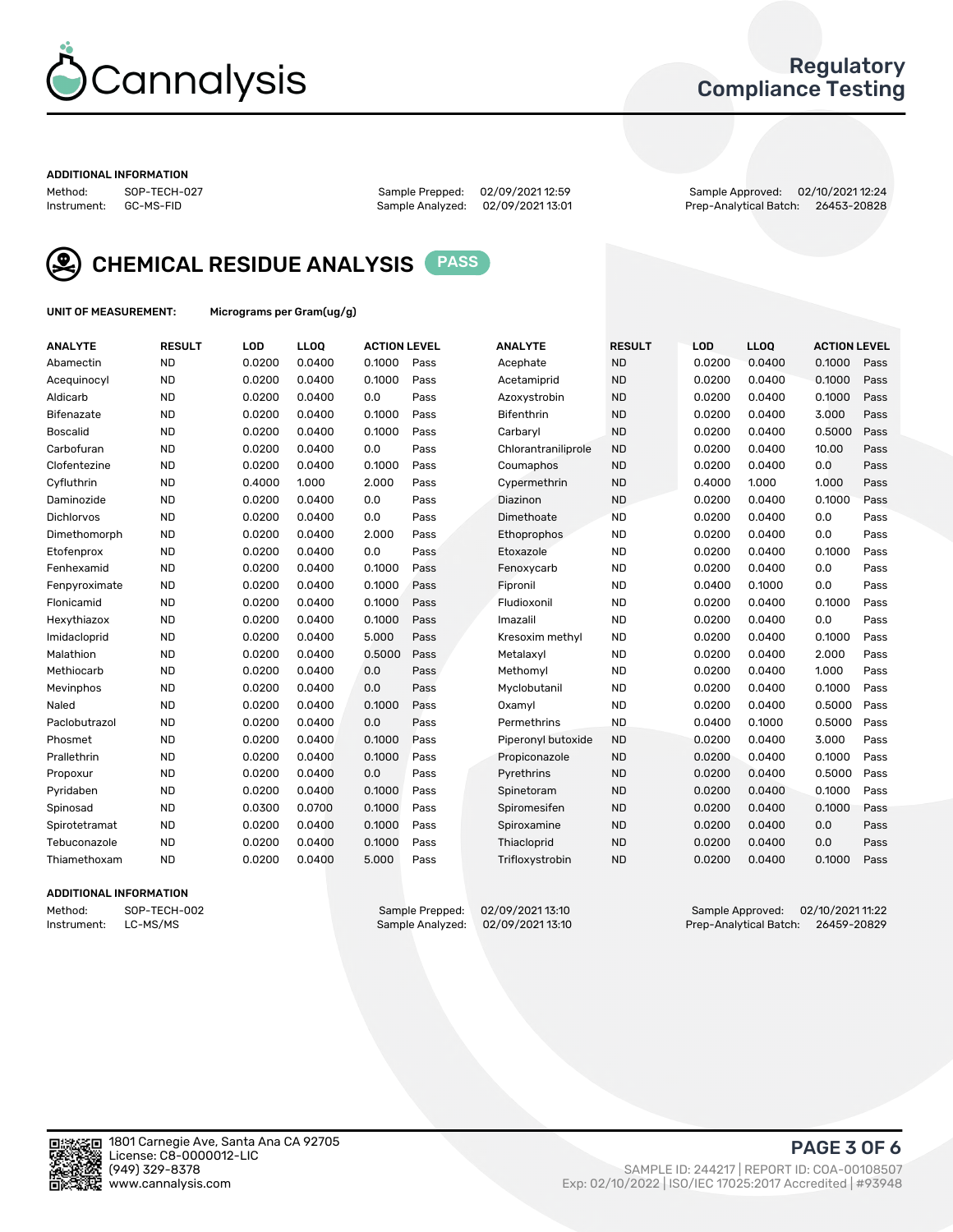Regulatory Compliance Testing

## ADDITIONAL INFORMATION

Method: SOP-TECH-027
Instrument: GC-MS-FID

Sample Prepped: 02/09/2021 12:59
Sample Analyzed: 02/09/2021 13:01

Sample Approved: 02/10/2021 12:24
Prep-Analytical Batch: 26453-20828

## CHEMICAL RESIDUE ANALYSIS PASS

**UNIT OF MEASUREMENT:** Micrograms per Gram(ug/g)

| ANALYTE | RESULT | LOD | LLOQ | ACTION LEVEL | | ANALYTE | RESULT | LOD | LLOQ | ACTION LEVEL | |
|---|---|---|---|---|---|---|---|---|---|---|---|
| Abamectin | ND | 0.0200 | 0.0400 | 0.1000 | Pass | Acephate | ND | 0.0200 | 0.0400 | 0.1000 | Pass |
| Acequinocyl | ND | 0.0200 | 0.0400 | 0.1000 | Pass | Acetamiprid | ND | 0.0200 | 0.0400 | 0.1000 | Pass |
| Aldicarb | ND | 0.0200 | 0.0400 | 0.0 | Pass | Azoxystrobin | ND | 0.0200 | 0.0400 | 0.1000 | Pass |
| Bifenazate | ND | 0.0200 | 0.0400 | 0.1000 | Pass | Bifenthrin | ND | 0.0200 | 0.0400 | 3.000 | Pass |
| Boscalid | ND | 0.0200 | 0.0400 | 0.1000 | Pass | Carbaryl | ND | 0.0200 | 0.0400 | 0.5000 | Pass |
| Carbofuran | ND | 0.0200 | 0.0400 | 0.0 | Pass | Chlorantraniliprole | ND | 0.0200 | 0.0400 | 10.00 | Pass |
| Clofentezine | ND | 0.0200 | 0.0400 | 0.1000 | Pass | Coumaphos | ND | 0.0200 | 0.0400 | 0.0 | Pass |
| Cyfluthrin | ND | 0.4000 | 1.000 | 2.000 | Pass | Cypermethrin | ND | 0.4000 | 1.000 | 1.000 | Pass |
| Daminozide | ND | 0.0200 | 0.0400 | 0.0 | Pass | Diazinon | ND | 0.0200 | 0.0400 | 0.1000 | Pass |
| Dichlorvos | ND | 0.0200 | 0.0400 | 0.0 | Pass | Dimethoate | ND | 0.0200 | 0.0400 | 0.0 | Pass |
| Dimethomorph | ND | 0.0200 | 0.0400 | 2.000 | Pass | Ethoprophos | ND | 0.0200 | 0.0400 | 0.0 | Pass |
| Etofenprox | ND | 0.0200 | 0.0400 | 0.0 | Pass | Etoxazole | ND | 0.0200 | 0.0400 | 0.1000 | Pass |
| Fenhexamid | ND | 0.0200 | 0.0400 | 0.1000 | Pass | Fenoxycarb | ND | 0.0200 | 0.0400 | 0.0 | Pass |
| Fenpyroximate | ND | 0.0200 | 0.0400 | 0.1000 | Pass | Fipronil | ND | 0.0400 | 0.1000 | 0.0 | Pass |
| Flonicamid | ND | 0.0200 | 0.0400 | 0.1000 | Pass | Fludioxonil | ND | 0.0200 | 0.0400 | 0.1000 | Pass |
| Hexythiazox | ND | 0.0200 | 0.0400 | 0.1000 | Pass | Imazalil | ND | 0.0200 | 0.0400 | 0.0 | Pass |
| Imidacloprid | ND | 0.0200 | 0.0400 | 5.000 | Pass | Kresoxim methyl | ND | 0.0200 | 0.0400 | 0.1000 | Pass |
| Malathion | ND | 0.0200 | 0.0400 | 0.5000 | Pass | Metalaxyl | ND | 0.0200 | 0.0400 | 2.000 | Pass |
| Methiocarb | ND | 0.0200 | 0.0400 | 0.0 | Pass | Methomyl | ND | 0.0200 | 0.0400 | 1.000 | Pass |
| Mevinphos | ND | 0.0200 | 0.0400 | 0.0 | Pass | Myclobutanil | ND | 0.0200 | 0.0400 | 0.1000 | Pass |
| Naled | ND | 0.0200 | 0.0400 | 0.1000 | Pass | Oxamyl | ND | 0.0200 | 0.0400 | 0.5000 | Pass |
| Paclobutrazol | ND | 0.0200 | 0.0400 | 0.0 | Pass | Permethrins | ND | 0.0400 | 0.1000 | 0.5000 | Pass |
| Phosmet | ND | 0.0200 | 0.0400 | 0.1000 | Pass | Piperonyl butoxide | ND | 0.0200 | 0.0400 | 3.000 | Pass |
| Prallethrin | ND | 0.0200 | 0.0400 | 0.1000 | Pass | Propiconazole | ND | 0.0200 | 0.0400 | 0.1000 | Pass |
| Propoxur | ND | 0.0200 | 0.0400 | 0.0 | Pass | Pyrethrins | ND | 0.0200 | 0.0400 | 0.5000 | Pass |
| Pyridaben | ND | 0.0200 | 0.0400 | 0.1000 | Pass | Spinetoram | ND | 0.0200 | 0.0400 | 0.1000 | Pass |
| Spinosad | ND | 0.0300 | 0.0700 | 0.1000 | Pass | Spiromesifen | ND | 0.0200 | 0.0400 | 0.1000 | Pass |
| Spirotetramat | ND | 0.0200 | 0.0400 | 0.1000 | Pass | Spiroxamine | ND | 0.0200 | 0.0400 | 0.0 | Pass |
| Tebuconazole | ND | 0.0200 | 0.0400 | 0.1000 | Pass | Thiacloprid | ND | 0.0200 | 0.0400 | 0.0 | Pass |
| Thiamethoxam | ND | 0.0200 | 0.0400 | 5.000 | Pass | Trifloxystrobin | ND | 0.0200 | 0.0400 | 0.1000 | Pass |

## ADDITIONAL INFORMATION

Method: SOP-TECH-002
Instrument: LC-MS/MS

Sample Prepped: 02/09/2021 13:10
Sample Analyzed: 02/09/2021 13:10

Sample Approved: 02/10/2021 11:22
Prep-Analytical Batch: 26459-20829

1801 Carnegie Ave, Santa Ana CA 92705
License: C8-0000012-LIC
(949) 329-8378
www.cannalysis.com

SAMPLE ID: 244217 | REPORT ID: COA-00108507
Exp: 02/10/2022 | ISO/IEC 17025:2017 Accredited | #93948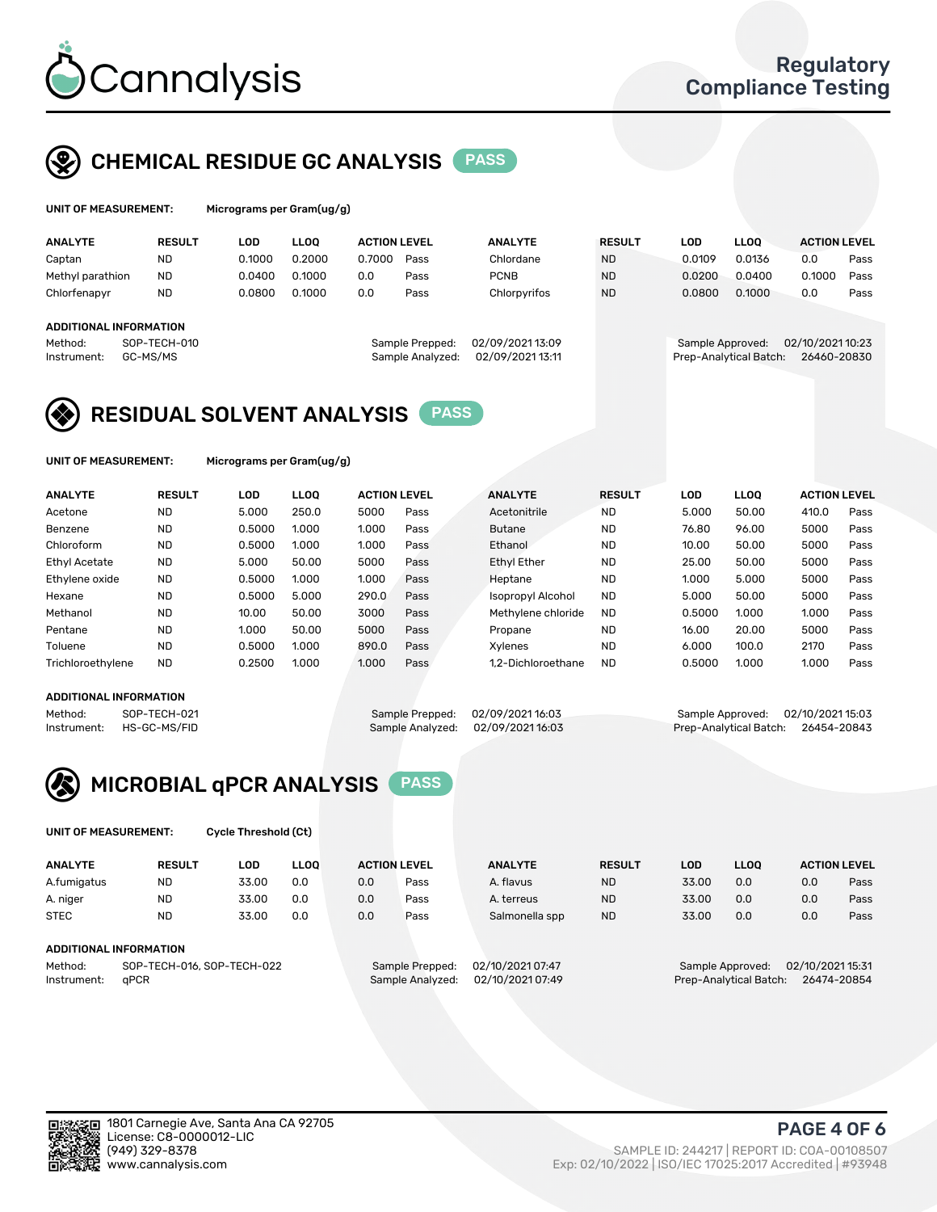# Cannalysis

Regulatory Compliance Testing

## CHEMICAL RESIDUE GC ANALYSIS PASS

**UNIT OF MEASUREMENT:** Micrograms per Gram(ug/g)

| ANALYTE | RESULT | LOD | LLOQ | ACTION LEVEL | | ANALYTE | RESULT | LOD | LLOQ | ACTION LEVEL | |
|---|---|---|---|---|---|---|---|---|---|---|---|
| Captan | ND | 0.1000 | 0.2000 | 0.7000 | Pass | Chlordane | ND | 0.0109 | 0.0136 | 0.0 | Pass |
| Methyl parathion | ND | 0.0400 | 0.1000 | 0.0 | Pass | PCNB | ND | 0.0200 | 0.0400 | 0.1000 | Pass |
| Chlorfenapyr | ND | 0.0800 | 0.1000 | 0.0 | Pass | Chlorpyrifos | ND | 0.0800 | 0.1000 | 0.0 | Pass |

**ADDITIONAL INFORMATION**

Method: SOP-TECH-010
Instrument: GC-MS/MS
Sample Prepped: 02/09/2021 13:09
Sample Analyzed: 02/09/2021 13:11
Sample Approved: 02/10/2021 10:23
Prep-Analytical Batch: 26460-20830

## RESIDUAL SOLVENT ANALYSIS PASS

**UNIT OF MEASUREMENT:** Micrograms per Gram(ug/g)

| ANALYTE | RESULT | LOD | LLOQ | ACTION LEVEL | | ANALYTE | RESULT | LOD | LLOQ | ACTION LEVEL | |
|---|---|---|---|---|---|---|---|---|---|---|---|
| Acetone | ND | 5.000 | 250.0 | 5000 | Pass | Acetonitrile | ND | 5.000 | 50.00 | 410.0 | Pass |
| Benzene | ND | 0.5000 | 1.000 | 1.000 | Pass | Butane | ND | 76.80 | 96.00 | 5000 | Pass |
| Chloroform | ND | 0.5000 | 1.000 | 1.000 | Pass | Ethanol | ND | 10.00 | 50.00 | 5000 | Pass |
| Ethyl Acetate | ND | 5.000 | 50.00 | 5000 | Pass | Ethyl Ether | ND | 25.00 | 50.00 | 5000 | Pass |
| Ethylene oxide | ND | 0.5000 | 1.000 | 1.000 | Pass | Heptane | ND | 1.000 | 5.000 | 5000 | Pass |
| Hexane | ND | 0.5000 | 5.000 | 290.0 | Pass | Isopropyl Alcohol | ND | 5.000 | 50.00 | 5000 | Pass |
| Methanol | ND | 10.00 | 50.00 | 3000 | Pass | Methylene chloride | ND | 0.5000 | 1.000 | 1.000 | Pass |
| Pentane | ND | 1.000 | 50.00 | 5000 | Pass | Propane | ND | 16.00 | 20.00 | 5000 | Pass |
| Toluene | ND | 0.5000 | 1.000 | 890.0 | Pass | Xylenes | ND | 6.000 | 100.0 | 2170 | Pass |
| Trichloroethylene | ND | 0.2500 | 1.000 | 1.000 | Pass | 1,2-Dichloroethane | ND | 0.5000 | 1.000 | 1.000 | Pass |

**ADDITIONAL INFORMATION**

Method: SOP-TECH-021
Instrument: HS-GC-MS/FID
Sample Prepped: 02/09/2021 16:03
Sample Analyzed: 02/09/2021 16:03
Sample Approved: 02/10/2021 15:03
Prep-Analytical Batch: 26454-20843

## MICROBIAL qPCR ANALYSIS PASS

**UNIT OF MEASUREMENT:** Cycle Threshold (Ct)

| ANALYTE | RESULT | LOD | LLOQ | ACTION LEVEL | | ANALYTE | RESULT | LOD | LLOQ | ACTION LEVEL | |
|---|---|---|---|---|---|---|---|---|---|---|---|
| A.fumigatus | ND | 33.00 | 0.0 | 0.0 | Pass | A. flavus | ND | 33.00 | 0.0 | 0.0 | Pass |
| A. niger | ND | 33.00 | 0.0 | 0.0 | Pass | A. terreus | ND | 33.00 | 0.0 | 0.0 | Pass |
| STEC | ND | 33.00 | 0.0 | 0.0 | Pass | Salmonella spp | ND | 33.00 | 0.0 | 0.0 | Pass |

**ADDITIONAL INFORMATION**

Method: SOP-TECH-016, SOP-TECH-022
Instrument: qPCR
Sample Prepped: 02/10/2021 07:47
Sample Analyzed: 02/10/2021 07:49
Sample Approved: 02/10/2021 15:31
Prep-Analytical Batch: 26474-20854

1801 Carnegie Ave, Santa Ana CA 92705
License: C8-0000012-LIC
(949) 329-8378
www.cannalysis.com

SAMPLE ID: 244217 | REPORT ID: COA-00108507
Exp: 02/10/2022 | ISO/IEC 17025:2017 Accredited | #93948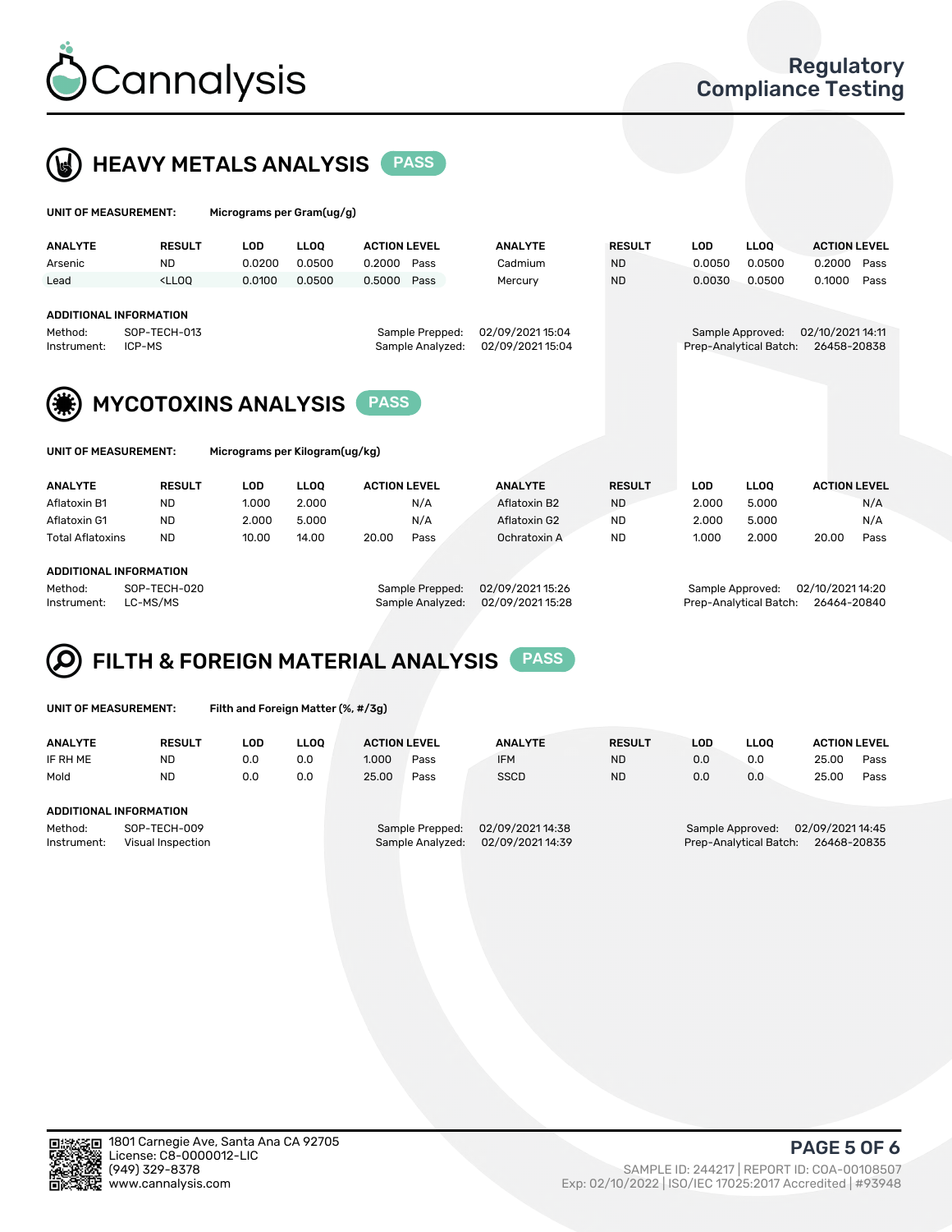# Cannalysis

Regulatory Compliance Testing

## HEAVY METALS ANALYSIS PASS

**UNIT OF MEASUREMENT:** Micrograms per Gram(ug/g)

| ANALYTE | RESULT | LOD | LLOQ | ACTION LEVEL | | ANALYTE | RESULT | LOD | LLOQ | ACTION LEVEL | |
|---|---|---|---|---|---|---|---|---|---|---|---|
| Arsenic | ND | 0.0200 | 0.0500 | 0.2000 | Pass | Cadmium | ND | 0.0050 | 0.0500 | 0.2000 | Pass |
| Lead | <LLOQ | 0.0100 | 0.0500 | 0.5000 | Pass | Mercury | ND | 0.0030 | 0.0500 | 0.1000 | Pass |

**ADDITIONAL INFORMATION**

| | | | | | |
|---|---|---|---|---|---|
| Method: | SOP-TECH-013 | Sample Prepped: | 02/09/2021 15:04 | Sample Approved: | 02/10/2021 14:11 |
| Instrument: | ICP-MS | Sample Analyzed: | 02/09/2021 15:04 | Prep-Analytical Batch: | 26458-20838 |

## MYCOTOXINS ANALYSIS PASS

**UNIT OF MEASUREMENT:** Micrograms per Kilogram(ug/kg)

| ANALYTE | RESULT | LOD | LLOQ | ACTION LEVEL | | ANALYTE | RESULT | LOD | LLOQ | ACTION LEVEL | |
|---|---|---|---|---|---|---|---|---|---|---|---|
| Aflatoxin B1 | ND | 1.000 | 2.000 | | N/A | Aflatoxin B2 | ND | 2.000 | 5.000 | | N/A |
| Aflatoxin G1 | ND | 2.000 | 5.000 | | N/A | Aflatoxin G2 | ND | 2.000 | 5.000 | | N/A |
| Total Aflatoxins | ND | 10.00 | 14.00 | 20.00 | Pass | Ochratoxin A | ND | 1.000 | 2.000 | 20.00 | Pass |

**ADDITIONAL INFORMATION**

| | | | | | |
|---|---|---|---|---|---|
| Method: | SOP-TECH-020 | Sample Prepped: | 02/09/2021 15:26 | Sample Approved: | 02/10/2021 14:20 |
| Instrument: | LC-MS/MS | Sample Analyzed: | 02/09/2021 15:28 | Prep-Analytical Batch: | 26464-20840 |

## FILTH & FOREIGN MATERIAL ANALYSIS PASS

**UNIT OF MEASUREMENT:** Filth and Foreign Matter (%, #/3g)

| ANALYTE | RESULT | LOD | LLOQ | ACTION LEVEL | | ANALYTE | RESULT | LOD | LLOQ | ACTION LEVEL | |
|---|---|---|---|---|---|---|---|---|---|---|---|
| IF RH ME | ND | 0.0 | 0.0 | 1.000 | Pass | IFM | ND | 0.0 | 0.0 | 25.00 | Pass |
| Mold | ND | 0.0 | 0.0 | 25.00 | Pass | SSCD | ND | 0.0 | 0.0 | 25.00 | Pass |

**ADDITIONAL INFORMATION**

| | | | | | |
|---|---|---|---|---|---|
| Method: | SOP-TECH-009 | Sample Prepped: | 02/09/2021 14:38 | Sample Approved: | 02/09/2021 14:45 |
| Instrument: | Visual Inspection | Sample Analyzed: | 02/09/2021 14:39 | Prep-Analytical Batch: | 26468-20835 |

1801 Carnegie Ave, Santa Ana CA 92705
License: C8-0000012-LIC
(949) 329-8378
www.cannalysis.com

SAMPLE ID: 244217 | REPORT ID: COA-00108507
Exp: 02/10/2022 | ISO/IEC 17025:2017 Accredited | #93948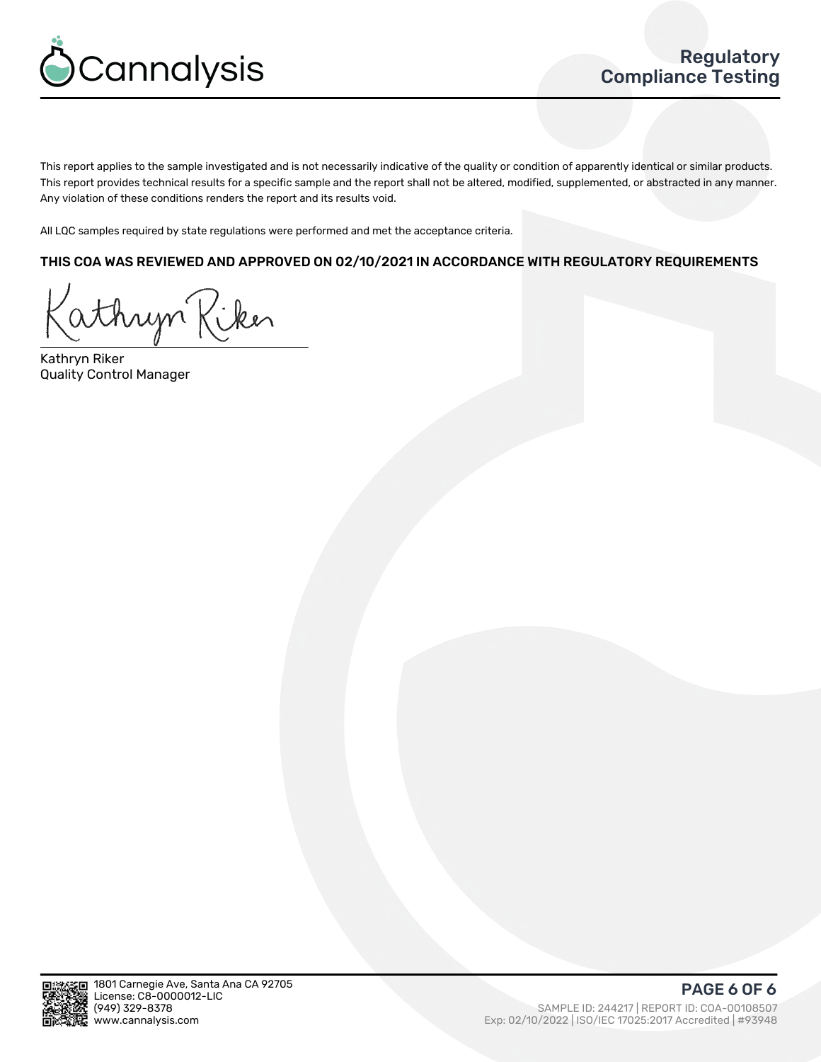This report applies to the sample investigated and is not necessarily indicative of the quality or condition of apparently identical or similar products. This report provides technical results for a specific sample and the report shall not be altered, modified, supplemented, or abstracted in any manner. Any violation of these conditions renders the report and its results void.

All LQC samples required by state regulations were performed and met the acceptance criteria.

**THIS COA WAS REVIEWED AND APPROVED ON 02/10/2021 IN ACCORDANCE WITH REGULATORY REQUIREMENTS**

Kathryn Riker
Quality Control Manager

1801 Carnegie Ave, Santa Ana CA 92705
License: C8-0000012-LIC
(949) 329-8378
www.cannalysis.com

SAMPLE ID: 244217 | REPORT ID: COA-00108507
Exp: 02/10/2022 | ISO/IEC 17025:2017 Accredited | #93948